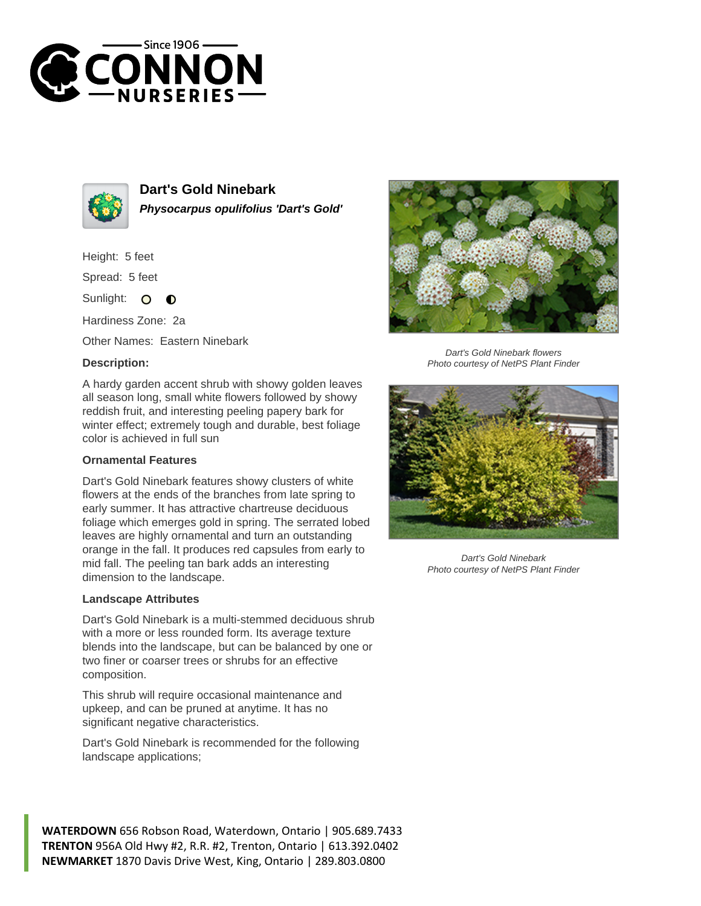Since 1906
CONNON
NURSERIES

## Dart's Gold Ninebark

***Physocarpus opulifolius 'Dart's Gold'***

Height: 5 feet

Spread: 5 feet

Sunlight:

Hardiness Zone: 2a

Other Names: Eastern Ninebark

### Description:

A hardy garden accent shrub with showy golden leaves all season long, small white flowers followed by showy reddish fruit, and interesting peeling papery bark for winter effect; extremely tough and durable, best foliage color is achieved in full sun

### Ornamental Features

Dart's Gold Ninebark features showy clusters of white flowers at the ends of the branches from late spring to early summer. It has attractive chartreuse deciduous foliage which emerges gold in spring. The serrated lobed leaves are highly ornamental and turn an outstanding orange in the fall. It produces red capsules from early to mid fall. The peeling tan bark adds an interesting dimension to the landscape.

### Landscape Attributes

Dart's Gold Ninebark is a multi-stemmed deciduous shrub with a more or less rounded form. Its average texture blends into the landscape, but can be balanced by one or two finer or coarser trees or shrubs for an effective composition.

This shrub will require occasional maintenance and upkeep, and can be pruned at anytime. It has no significant negative characteristics.

Dart's Gold Ninebark is recommended for the following landscape applications;

*Dart's Gold Ninebark flowers*
*Photo courtesy of NetPS Plant Finder*

*Dart's Gold Ninebark*
*Photo courtesy of NetPS Plant Finder*

**WATERDOWN** 656 Robson Road, Waterdown, Ontario | 905.689.7433
**TRENTON** 956A Old Hwy #2, R.R. #2, Trenton, Ontario | 613.392.0402
**NEWMARKET** 1870 Davis Drive West, King, Ontario | 289.803.0800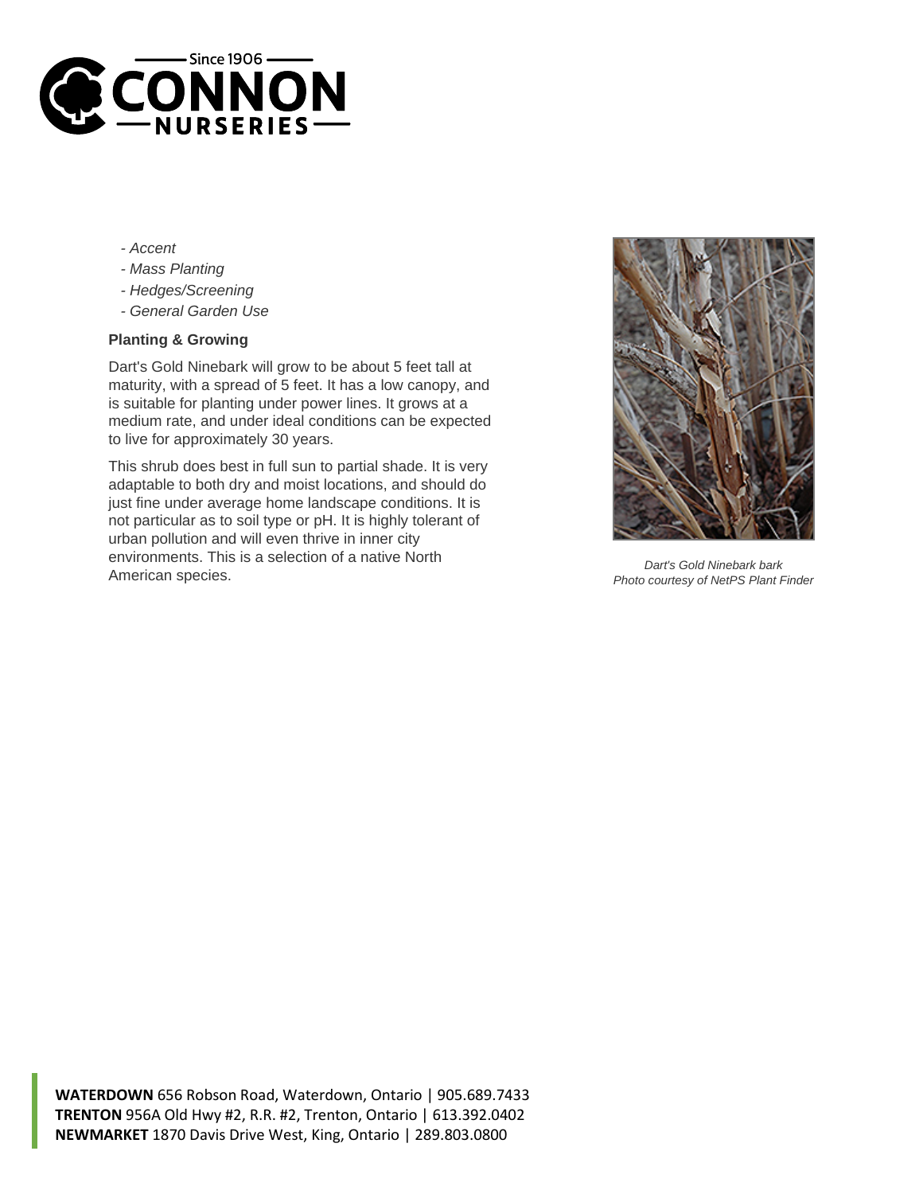- *Accent*
- *Mass Planting*
- *Hedges/Screening*
- *General Garden Use*

**Planting & Growing**

Dart's Gold Ninebark will grow to be about 5 feet tall at maturity, with a spread of 5 feet. It has a low canopy, and is suitable for planting under power lines. It grows at a medium rate, and under ideal conditions can be expected to live for approximately 30 years.

This shrub does best in full sun to partial shade. It is very adaptable to both dry and moist locations, and should do just fine under average home landscape conditions. It is not particular as to soil type or pH. It is highly tolerant of urban pollution and will even thrive in inner city environments. This is a selection of a native North American species.

*Dart's Gold Ninebark bark*
*Photo courtesy of NetPS Plant Finder*

**WATERDOWN** 656 Robson Road, Waterdown, Ontario | 905.689.7433
**TRENTON** 956A Old Hwy #2, R.R. #2, Trenton, Ontario | 613.392.0402
**NEWMARKET** 1870 Davis Drive West, King, Ontario | 289.803.0800